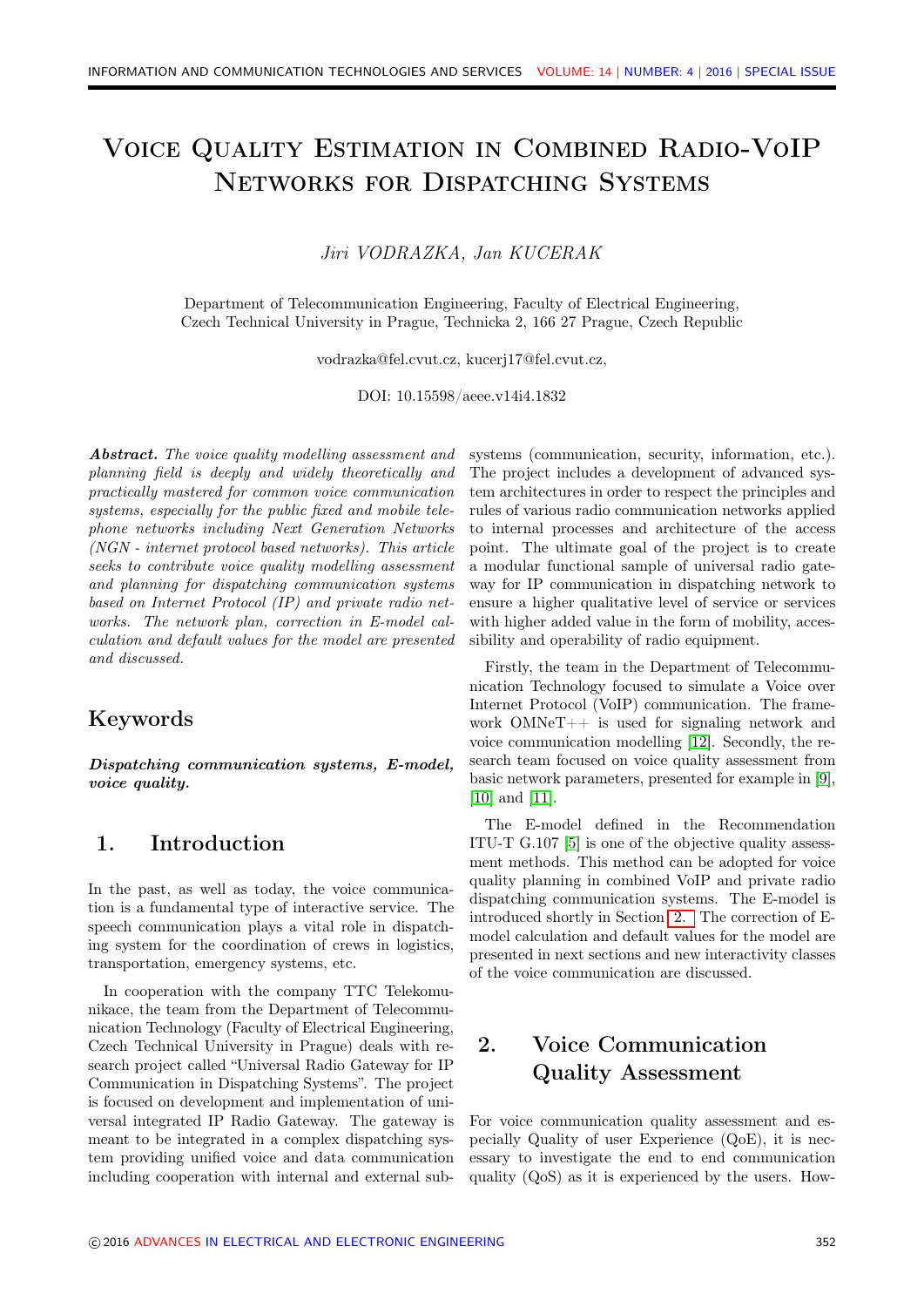# Voice Quality Estimation in Combined Radio-VoIP Networks for Dispatching Systems

*Jiri VODRAZKA, Jan KUCERAK*

Department of Telecommunication Engineering, Faculty of Electrical Engineering, Czech Technical University in Prague, Technicka 2, 166 27 Prague, Czech Republic

vodrazka@fel.cvut.cz, kucerj17@fel.cvut.cz,

DOI: 10.15598/aeee.v14i4.1832

***Abstract.*** *The voice quality modelling assessment and planning field is deeply and widely theoretically and practically mastered for common voice communication systems, especially for the public fixed and mobile telephone networks including Next Generation Networks (NGN - internet protocol based networks). This article seeks to contribute voice quality modelling assessment and planning for dispatching communication systems based on Internet Protocol (IP) and private radio networks. The network plan, correction in E-model calculation and default values for the model are presented and discussed.*

## Keywords

***Dispatching communication systems, E-model, voice quality.***

## 1. Introduction

In the past, as well as today, the voice communication is a fundamental type of interactive service. The speech communication plays a vital role in dispatching system for the coordination of crews in logistics, transportation, emergency systems, etc.

In cooperation with the company TTC Telekomunikace, the team from the Department of Telecommunication Technology (Faculty of Electrical Engineering, Czech Technical University in Prague) deals with research project called "Universal Radio Gateway for IP Communication in Dispatching Systems". The project is focused on development and implementation of universal integrated IP Radio Gateway. The gateway is meant to be integrated in a complex dispatching system providing unified voice and data communication including cooperation with internal and external subsystems (communication, security, information, etc.). The project includes a development of advanced system architectures in order to respect the principles and rules of various radio communication networks applied to internal processes and architecture of the access point. The ultimate goal of the project is to create a modular functional sample of universal radio gateway for IP communication in dispatching network to ensure a higher qualitative level of service or services with higher added value in the form of mobility, accessibility and operability of radio equipment.

Firstly, the team in the Department of Telecommunication Technology focused to simulate a Voice over Internet Protocol (VoIP) communication. The framework OMNeT++ is used for signaling network and voice communication modelling [12]. Secondly, the research team focused on voice quality assessment from basic network parameters, presented for example in [9], [10] and [11].

The E-model defined in the Recommendation ITU-T G.107 [5] is one of the objective quality assessment methods. This method can be adopted for voice quality planning in combined VoIP and private radio dispatching communication systems. The E-model is introduced shortly in Section 2. The correction of E-model calculation and default values for the model are presented in next sections and new interactivity classes of the voice communication are discussed.

## 2. Voice Communication Quality Assessment

For voice communication quality assessment and especially Quality of user Experience (QoE), it is necessary to investigate the end to end communication quality (QoS) as it is experienced by the users. How-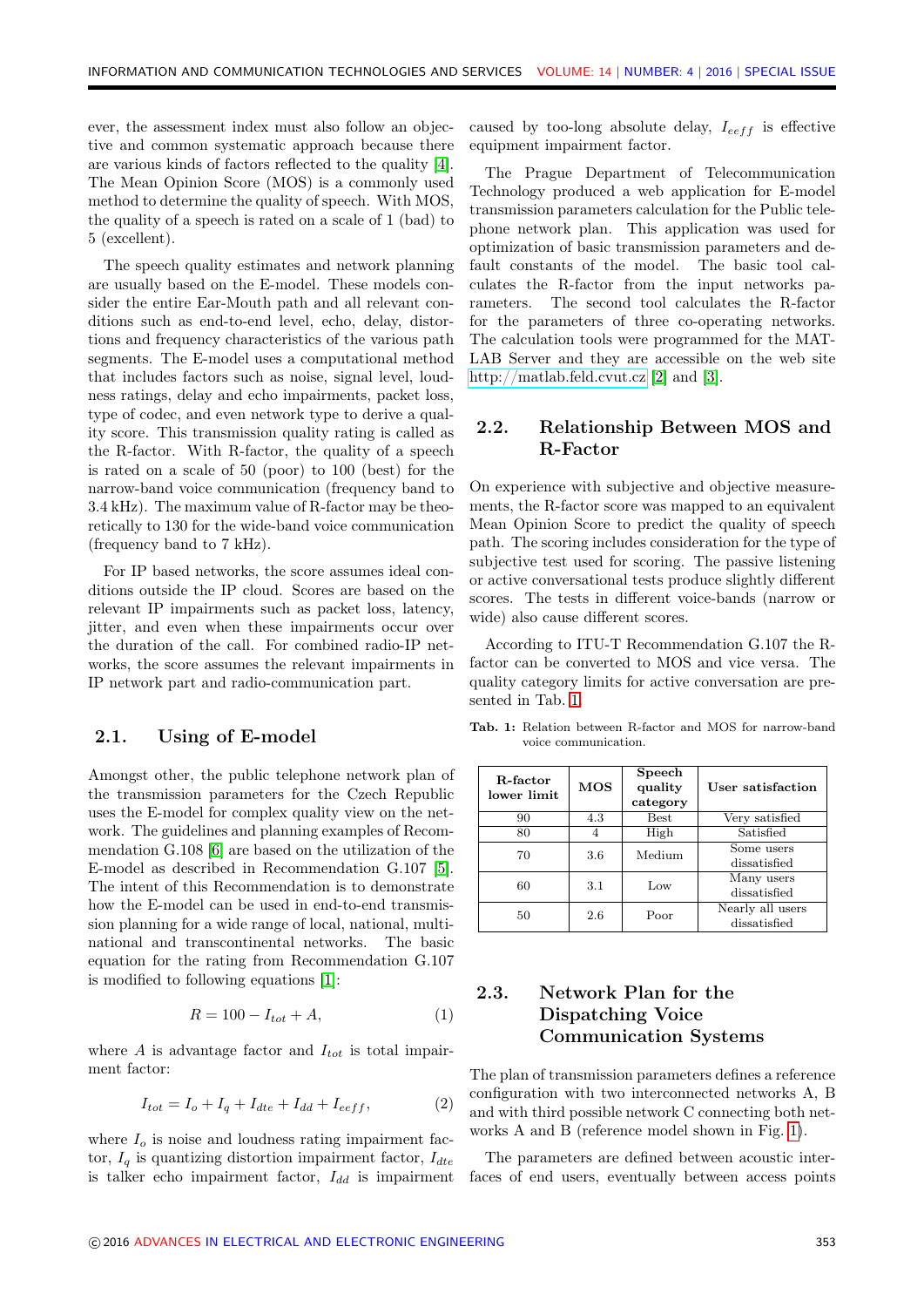ever, the assessment index must also follow an objective and common systematic approach because there are various kinds of factors reflected to the quality [4]. The Mean Opinion Score (MOS) is a commonly used method to determine the quality of speech. With MOS, the quality of a speech is rated on a scale of 1 (bad) to 5 (excellent).

The speech quality estimates and network planning are usually based on the E-model. These models consider the entire Ear-Mouth path and all relevant conditions such as end-to-end level, echo, delay, distortions and frequency characteristics of the various path segments. The E-model uses a computational method that includes factors such as noise, signal level, loudness ratings, delay and echo impairments, packet loss, type of codec, and even network type to derive a quality score. This transmission quality rating is called as the R-factor. With R-factor, the quality of a speech is rated on a scale of 50 (poor) to 100 (best) for the narrow-band voice communication (frequency band to 3.4 kHz). The maximum value of R-factor may be theoretically to 130 for the wide-band voice communication (frequency band to 7 kHz).

For IP based networks, the score assumes ideal conditions outside the IP cloud. Scores are based on the relevant IP impairments such as packet loss, latency, jitter, and even when these impairments occur over the duration of the call. For combined radio-IP networks, the score assumes the relevant impairments in IP network part and radio-communication part.

## 2.1. Using of E-model

Amongst other, the public telephone network plan of the transmission parameters for the Czech Republic uses the E-model for complex quality view on the network. The guidelines and planning examples of Recommendation G.108 [6] are based on the utilization of the E-model as described in Recommendation G.107 [5]. The intent of this Recommendation is to demonstrate how the E-model can be used in end-to-end transmission planning for a wide range of local, national, multinational and transcontinental networks. The basic equation for the rating from Recommendation G.107 is modified to following equations [1]:

$$R = 100 - I_{tot} + A, \tag{1}$$

where $A$ is advantage factor and $I_{tot}$ is total impairment factor:

$$I_{tot} = I_o + I_q + I_{dte} + I_{dd} + I_{eeff}, \tag{2}$$

where $I_o$ is noise and loudness rating impairment factor, $I_q$ is quantizing distortion impairment factor, $I_{dte}$ is talker echo impairment factor, $I_{dd}$ is impairment caused by too-long absolute delay, $I_{eeff}$ is effective equipment impairment factor.

The Prague Department of Telecommunication Technology produced a web application for E-model transmission parameters calculation for the Public telephone network plan. This application was used for optimization of basic transmission parameters and default constants of the model. The basic tool calculates the R-factor from the input networks parameters. The second tool calculates the R-factor for the parameters of three co-operating networks. The calculation tools were programmed for the MATLAB Server and they are accessible on the web site http://matlab.feld.cvut.cz [2] and [3].

## 2.2. Relationship Between MOS and R-Factor

On experience with subjective and objective measurements, the R-factor score was mapped to an equivalent Mean Opinion Score to predict the quality of speech path. The scoring includes consideration for the type of subjective test used for scoring. The passive listening or active conversational tests produce slightly different scores. The tests in different voice-bands (narrow or wide) also cause different scores.

According to ITU-T Recommendation G.107 the R-factor can be converted to MOS and vice versa. The quality category limits for active conversation are presented in Tab. 1.

**Tab. 1:** Relation between R-factor and MOS for narrow-band voice communication.

| R-factor lower limit | MOS | Speech quality category | User satisfaction |
|---|---|---|---|
| 90 | 4.3 | Best | Very satisfied |
| 80 | 4 | High | Satisfied |
| 70 | 3.6 | Medium | Some users dissatisfied |
| 60 | 3.1 | Low | Many users dissatisfied |
| 50 | 2.6 | Poor | Nearly all users dissatisfied |

## 2.3. Network Plan for the Dispatching Voice Communication Systems

The plan of transmission parameters defines a reference configuration with two interconnected networks A, B and with third possible network C connecting both networks A and B (reference model shown in Fig. 1).

The parameters are defined between acoustic interfaces of end users, eventually between access points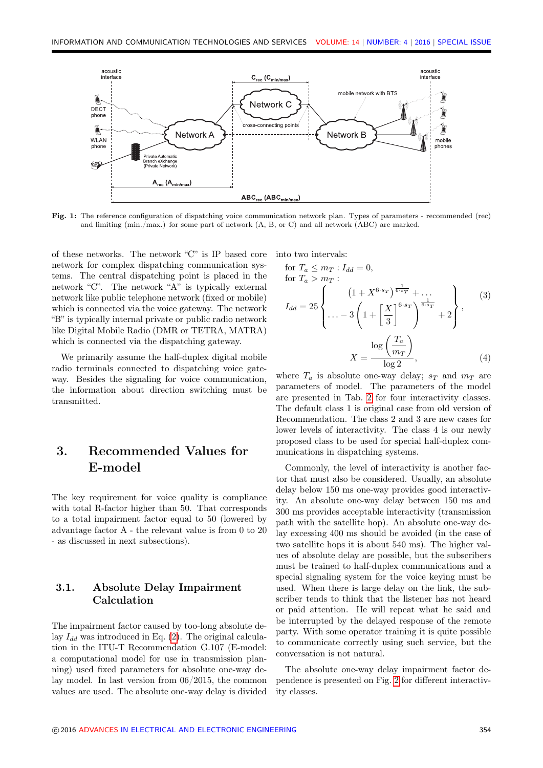acoustic interface

acoustic interface

$C_{rec}$ ($C_{min/max}$)

Network C

cross-connecting points

mobile network with BTS

DECT phone

WLAN phone

Network A

Network B

mobile phones

Private Automatic Branch eXchange (Private Network)

$A_{rec}$ ($A_{min/max}$)

$ABC_{rec}$ ($ABC_{min/max}$)

**Fig. 1:** The reference configuration of dispatching voice communication network plan. Types of parameters - recommended (rec) and limiting (min./max.) for some part of network (A, B, or C) and all network (ABC) are marked.

of these networks. The network "C" is IP based core network for complex dispatching communication systems. The central dispatching point is placed in the network "C". The network "A" is typically external network like public telephone network (fixed or mobile) which is connected via the voice gateway. The network "B" is typically internal private or public radio network like Digital Mobile Radio (DMR or TETRA, MATRA) which is connected via the dispatching gateway.

We primarily assume the half-duplex digital mobile radio terminals connected to dispatching voice gateway. Besides the signaling for voice communication, the information about direction switching must be transmitted.

## 3. Recommended Values for E-model

The key requirement for voice quality is compliance with total R-factor higher than 50. That corresponds to a total impairment factor equal to 50 (lowered by advantage factor A - the relevant value is from 0 to 20 - as discussed in next subsections).

### 3.1. Absolute Delay Impairment Calculation

The impairment factor caused by too-long absolute delay $I_{dd}$ was introduced in Eq. (2). The original calculation in the ITU-T Recommendation G.107 (E-model: a computational model for use in transmission planning) used fixed parameters for absolute one-way delay model. In last version from 06/2015, the common values are used. The absolute one-way delay is divided into two intervals:

for $T_a \leq m_T : I_{dd} = 0$,
for $T_a > m_T$ :

$$I_{dd} = 25 \left\{ \begin{array}{c} \left(1 + X^{6 \cdot s_T}\right)^{\frac{1}{6 \cdot s_T}} + \ldots \\ \ldots - 3 \left(1 + \left[\dfrac{X}{3}\right]^{6 \cdot s_T}\right)^{\frac{1}{6 \cdot s_T}} + 2 \end{array} \right\}, \tag{3}$$

$$X = \frac{\log\left(\dfrac{T_a}{m_T}\right)}{\log 2}, \tag{4}$$

where $T_a$ is absolute one-way delay; $s_T$ and $m_T$ are parameters of model. The parameters of the model are presented in Tab. 2 for four interactivity classes. The default class 1 is original case from old version of Recommendation. The class 2 and 3 are new cases for lower levels of interactivity. The class 4 is our newly proposed class to be used for special half-duplex communications in dispatching systems.

Commonly, the level of interactivity is another factor that must also be considered. Usually, an absolute delay below 150 ms one-way provides good interactivity. An absolute one-way delay between 150 ms and 300 ms provides acceptable interactivity (transmission path with the satellite hop). An absolute one-way delay exceeding 400 ms should be avoided (in the case of two satellite hops it is about 540 ms). The higher values of absolute delay are possible, but the subscribers must be trained to half-duplex communications and a special signaling system for the voice keying must be used. When there is large delay on the link, the subscriber tends to think that the listener has not heard or paid attention. He will repeat what he said and be interrupted by the delayed response of the remote party. With some operator training it is quite possible to communicate correctly using such service, but the conversation is not natural.

The absolute one-way delay impairment factor dependence is presented on Fig. 2 for different interactivity classes.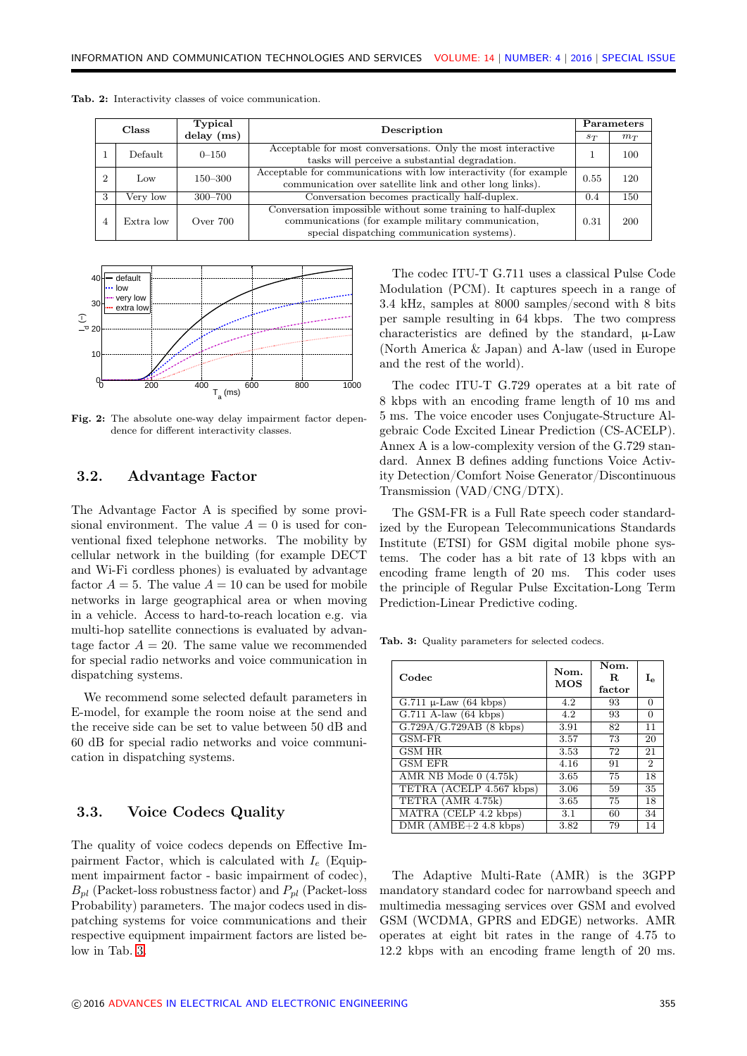**Tab. 2:** Interactivity classes of voice communication.

| Class | | Typical delay (ms) | Description | Parameters | |
|---|---|---|---|---|---|
| | | | | $s_T$ | $m_T$ |
| 1 | Default | 0–150 | Acceptable for most conversations. Only the most interactive tasks will perceive a substantial degradation. | 1 | 100 |
| 2 | Low | 150–300 | Acceptable for communications with low interactivity (for example communication over satellite link and other long links). | 0.55 | 120 |
| 3 | Very low | 300–700 | Conversation becomes practically half-duplex. | 0.4 | 150 |
| 4 | Extra low | Over 700 | Conversation impossible without some training to half-duplex communications (for example military communication, special dispatching communication systems). | 0.31 | 200 |

default
low
very low
extra low
$I_d$ (-)
$T_a$ (ms)
0
10
20
30
40
0
200
400
600
800
1000

**Fig. 2:** The absolute one-way delay impairment factor dependence for different interactivity classes.

## 3.2. Advantage Factor

The Advantage Factor A is specified by some provisional environment. The value $A = 0$ is used for conventional fixed telephone networks. The mobility by cellular network in the building (for example DECT and Wi-Fi cordless phones) is evaluated by advantage factor $A = 5$. The value $A = 10$ can be used for mobile networks in large geographical area or when moving in a vehicle. Access to hard-to-reach location e.g. via multi-hop satellite connections is evaluated by advantage factor $A = 20$. The same value we recommended for special radio networks and voice communication in dispatching systems.

We recommend some selected default parameters in E-model, for example the room noise at the send and the receive side can be set to value between 50 dB and 60 dB for special radio networks and voice communication in dispatching systems.

## 3.3. Voice Codecs Quality

The quality of voice codecs depends on Effective Impairment Factor, which is calculated with $I_e$ (Equipment impairment factor - basic impairment of codec), $B_{pl}$ (Packet-loss robustness factor) and $P_{pl}$ (Packet-loss Probability) parameters. The major codecs used in dispatching systems for voice communications and their respective equipment impairment factors are listed below in Tab. 3.

The codec ITU-T G.711 uses a classical Pulse Code Modulation (PCM). It captures speech in a range of 3.4 kHz, samples at 8000 samples/second with 8 bits per sample resulting in 64 kbps. The two compress characteristics are defined by the standard, μ-Law (North America & Japan) and A-law (used in Europe and the rest of the world).

The codec ITU-T G.729 operates at a bit rate of 8 kbps with an encoding frame length of 10 ms and 5 ms. The voice encoder uses Conjugate-Structure Algebraic Code Excited Linear Prediction (CS-ACELP). Annex A is a low-complexity version of the G.729 standard. Annex B defines adding functions Voice Activity Detection/Comfort Noise Generator/Discontinuous Transmission (VAD/CNG/DTX).

The GSM-FR is a Full Rate speech coder standardized by the European Telecommunications Standards Institute (ETSI) for GSM digital mobile phone systems. The coder has a bit rate of 13 kbps with an encoding frame length of 20 ms. This coder uses the principle of Regular Pulse Excitation-Long Term Prediction-Linear Predictive coding.

**Tab. 3:** Quality parameters for selected codecs.

| Codec | Nom. MOS | Nom. R factor | $I_e$ |
|---|---|---|---|
| G.711 μ-Law (64 kbps) | 4.2 | 93 | 0 |
| G.711 A-law (64 kbps) | 4.2 | 93 | 0 |
| G.729A/G.729AB (8 kbps) | 3.91 | 82 | 11 |
| GSM-FR | 3.57 | 73 | 20 |
| GSM HR | 3.53 | 72 | 21 |
| GSM EFR | 4.16 | 91 | 2 |
| AMR NB Mode 0 (4.75k) | 3.65 | 75 | 18 |
| TETRA (ACELP 4.567 kbps) | 3.06 | 59 | 35 |
| TETRA (AMR 4.75k) | 3.65 | 75 | 18 |
| MATRA (CELP 4.2 kbps) | 3.1 | 60 | 34 |
| DMR (AMBE+2 4.8 kbps) | 3.82 | 79 | 14 |

The Adaptive Multi-Rate (AMR) is the 3GPP mandatory standard codec for narrowband speech and multimedia messaging services over GSM and evolved GSM (WCDMA, GPRS and EDGE) networks. AMR operates at eight bit rates in the range of 4.75 to 12.2 kbps with an encoding frame length of 20 ms.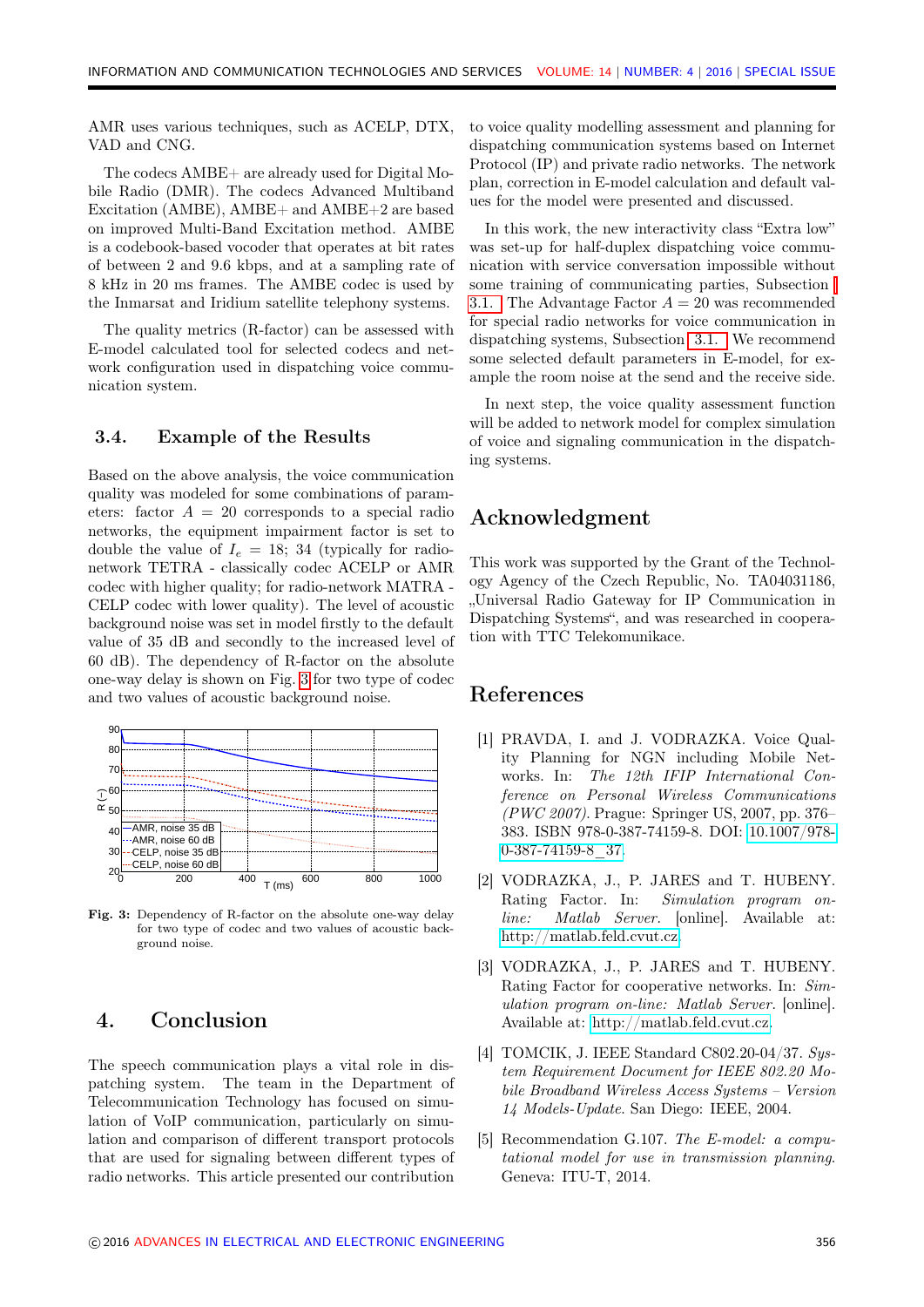AMR uses various techniques, such as ACELP, DTX, VAD and CNG.

The codecs AMBE+ are already used for Digital Mobile Radio (DMR). The codecs Advanced Multiband Excitation (AMBE), AMBE+ and AMBE+2 are based on improved Multi-Band Excitation method. AMBE is a codebook-based vocoder that operates at bit rates of between 2 and 9.6 kbps, and at a sampling rate of 8 kHz in 20 ms frames. The AMBE codec is used by the Inmarsat and Iridium satellite telephony systems.

The quality metrics (R-factor) can be assessed with E-model calculated tool for selected codecs and network configuration used in dispatching voice communication system.

### 3.4. Example of the Results

Based on the above analysis, the voice communication quality was modeled for some combinations of parameters: factor $A = 20$ corresponds to a special radio networks, the equipment impairment factor is set to double the value of $I_e = 18$; 34 (typically for radio-network TETRA - classically codec ACELP or AMR codec with higher quality; for radio-network MATRA - CELP codec with lower quality). The level of acoustic background noise was set in model firstly to the default value of 35 dB and secondly to the increased level of 60 dB). The dependency of R-factor on the absolute one-way delay is shown on Fig. 3 for two type of codec and two values of acoustic background noise.

90
80
70
60
50
40
30
20
R (-)
0
200
400
600
800
1000
T (ms)
AMR, noise 35 dB
AMR, noise 60 dB
CELP, noise 35 dB
CELP, noise 60 dB

Fig. 3: Dependency of R-factor on the absolute one-way delay for two type of codec and two values of acoustic background noise.

## 4. Conclusion

The speech communication plays a vital role in dispatching system. The team in the Department of Telecommunication Technology has focused on simulation of VoIP communication, particularly on simulation and comparison of different transport protocols that are used for signaling between different types of radio networks. This article presented our contribution to voice quality modelling assessment and planning for dispatching communication systems based on Internet Protocol (IP) and private radio networks. The network plan, correction in E-model calculation and default values for the model were presented and discussed.

In this work, the new interactivity class "Extra low" was set-up for half-duplex dispatching voice communication with service conversation impossible without some training of communicating parties, Subsection 3.1. The Advantage Factor $A = 20$ was recommended for special radio networks for voice communication in dispatching systems, Subsection 3.1. We recommend some selected default parameters in E-model, for example the room noise at the send and the receive side.

In next step, the voice quality assessment function will be added to network model for complex simulation of voice and signaling communication in the dispatching systems.

## Acknowledgment

This work was supported by the Grant of the Technology Agency of the Czech Republic, No. TA04031186, „Universal Radio Gateway for IP Communication in Dispatching Systems", and was researched in cooperation with TTC Telekomunikace.

## References

[1] PRAVDA, I. and J. VODRAZKA. Voice Quality Planning for NGN including Mobile Networks. In: *The 12th IFIP International Conference on Personal Wireless Communications (PWC 2007)*. Prague: Springer US, 2007, pp. 376–383. ISBN 978-0-387-74159-8. DOI: 10.1007/978-0-387-74159-8_37.

[2] VODRAZKA, J., P. JARES and T. HUBENY. Rating Factor. In: *Simulation program on-line: Matlab Server*. [online]. Available at: http://matlab.feld.cvut.cz.

[3] VODRAZKA, J., P. JARES and T. HUBENY. Rating Factor for cooperative networks. In: *Simulation program on-line: Matlab Server*. [online]. Available at: http://matlab.feld.cvut.cz.

[4] TOMCIK, J. IEEE Standard C802.20-04/37. *System Requirement Document for IEEE 802.20 Mobile Broadband Wireless Access Systems – Version 14 Models-Update*. San Diego: IEEE, 2004.

[5] Recommendation G.107. *The E-model: a computational model for use in transmission planning*. Geneva: ITU-T, 2014.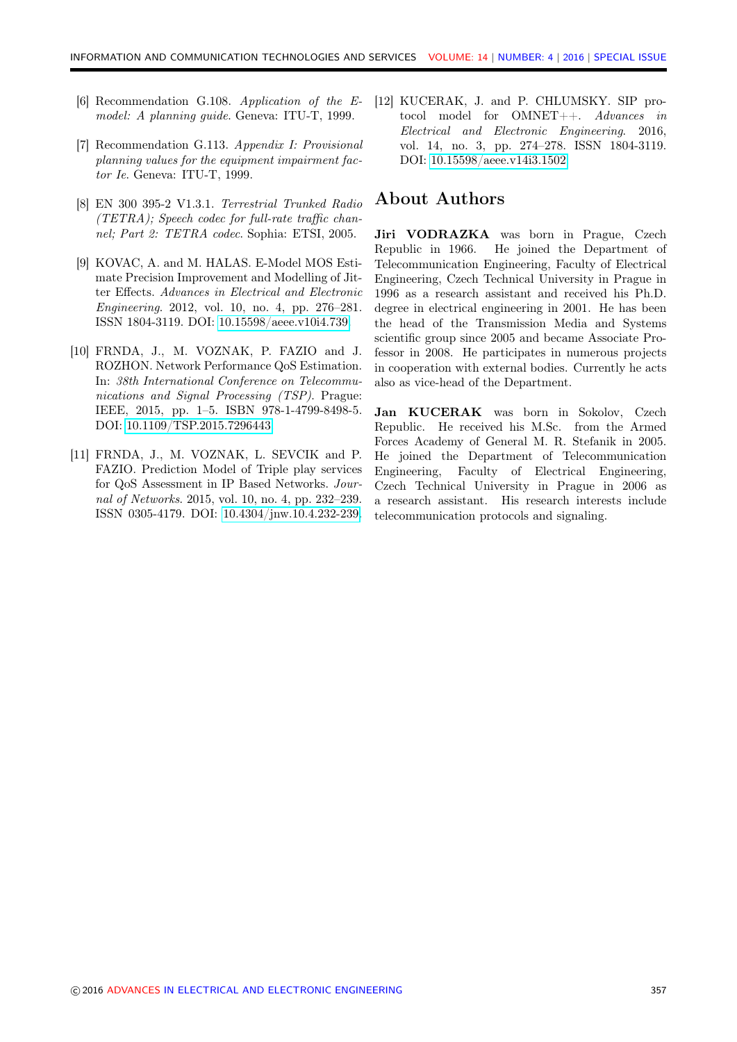[6] Recommendation G.108. *Application of the E-model: A planning guide*. Geneva: ITU-T, 1999.

[7] Recommendation G.113. *Appendix I: Provisional planning values for the equipment impairment factor Ie*. Geneva: ITU-T, 1999.

[8] EN 300 395-2 V1.3.1. *Terrestrial Trunked Radio (TETRA); Speech codec for full-rate traffic channel; Part 2: TETRA codec*. Sophia: ETSI, 2005.

[9] KOVAC, A. and M. HALAS. E-Model MOS Estimate Precision Improvement and Modelling of Jitter Effects. *Advances in Electrical and Electronic Engineering*. 2012, vol. 10, no. 4, pp. 276–281. ISSN 1804-3119. DOI: 10.15598/aeee.v10i4.739.

[10] FRNDA, J., M. VOZNAK, P. FAZIO and J. ROZHON. Network Performance QoS Estimation. In: *38th International Conference on Telecommunications and Signal Processing (TSP)*. Prague: IEEE, 2015, pp. 1–5. ISBN 978-1-4799-8498-5. DOI: 10.1109/TSP.2015.7296443.

[11] FRNDA, J., M. VOZNAK, L. SEVCIK and P. FAZIO. Prediction Model of Triple play services for QoS Assessment in IP Based Networks. *Journal of Networks*. 2015, vol. 10, no. 4, pp. 232–239. ISSN 0305-4179. DOI: 10.4304/jnw.10.4.232-239.

[12] KUCERAK, J. and P. CHLUMSKY. SIP protocol model for OMNET++. *Advances in Electrical and Electronic Engineering*. 2016, vol. 14, no. 3, pp. 274–278. ISSN 1804-3119. DOI: 10.15598/aeee.v14i3.1502.

## About Authors

**Jiri VODRAZKA** was born in Prague, Czech Republic in 1966. He joined the Department of Telecommunication Engineering, Faculty of Electrical Engineering, Czech Technical University in Prague in 1996 as a research assistant and received his Ph.D. degree in electrical engineering in 2001. He has been the head of the Transmission Media and Systems scientific group since 2005 and became Associate Professor in 2008. He participates in numerous projects in cooperation with external bodies. Currently he acts also as vice-head of the Department.

**Jan KUCERAK** was born in Sokolov, Czech Republic. He received his M.Sc. from the Armed Forces Academy of General M. R. Stefanik in 2005. He joined the Department of Telecommunication Engineering, Faculty of Electrical Engineering, Czech Technical University in Prague in 2006 as a research assistant. His research interests include telecommunication protocols and signaling.